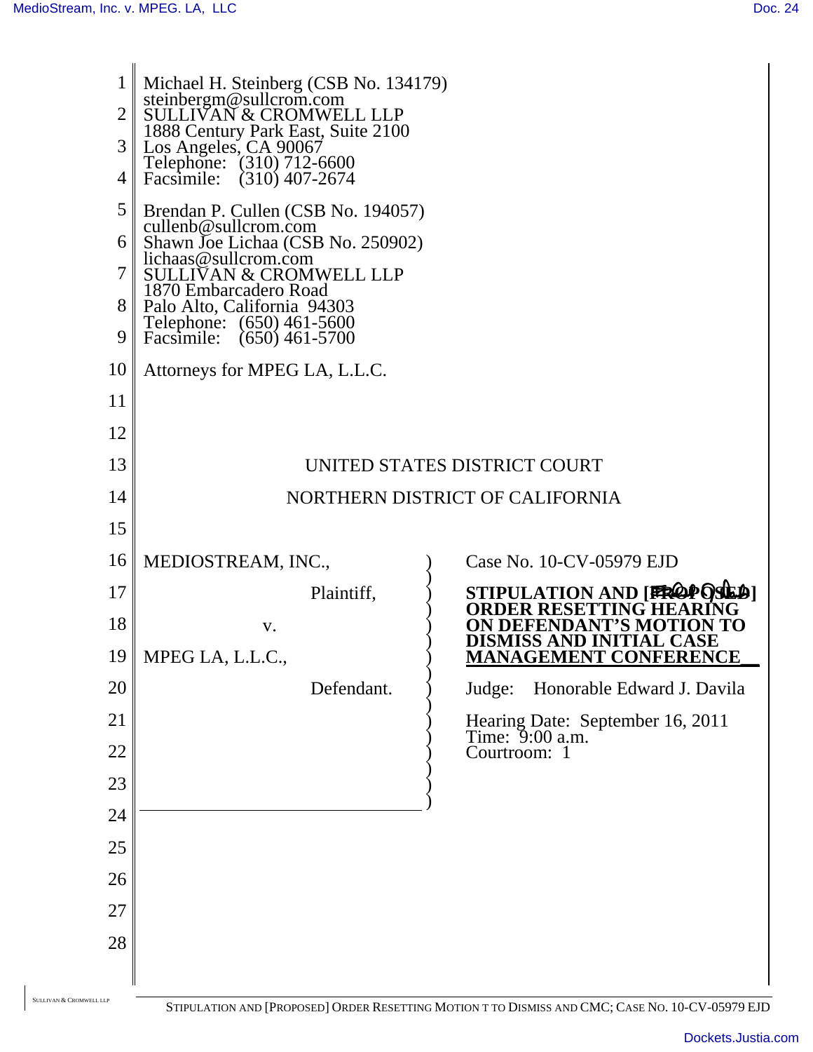Michael H. Steinberg (CSB No. 134179)
steinbergm@sullcrom.com
SULLIVAN & CROMWELL LLP
1888 Century Park East, Suite 2100
Los Angeles, CA 90067
Telephone: (310) 712-6600
Facsimile: (310) 407-2674

Brendan P. Cullen (CSB No. 194057)
cullenb@sullcrom.com
Shawn Joe Lichaa (CSB No. 250902)
lichaas@sullcrom.com
SULLIVAN & CROMWELL LLP
1870 Embarcadero Road
Palo Alto, California 94303
Telephone: (650) 461-5600
Facsimile: (650) 461-5700

Attorneys for MPEG LA, L.L.C.

UNITED STATES DISTRICT COURT

NORTHERN DISTRICT OF CALIFORNIA

MEDIOSTREAM, INC.,

Plaintiff,

v.

MPEG LA, L.L.C.,

Defendant.

Case No. 10-CV-05979 EJD

**STIPULATION AND [PROPOSED] ORDER RESETTING HEARING ON DEFENDANT'S MOTION TO DISMISS AND INITIAL CASE MANAGEMENT CONFERENCE**

Judge: Honorable Edward J. Davila

Hearing Date: September 16, 2011
Time: 9:00 a.m.
Courtroom: 1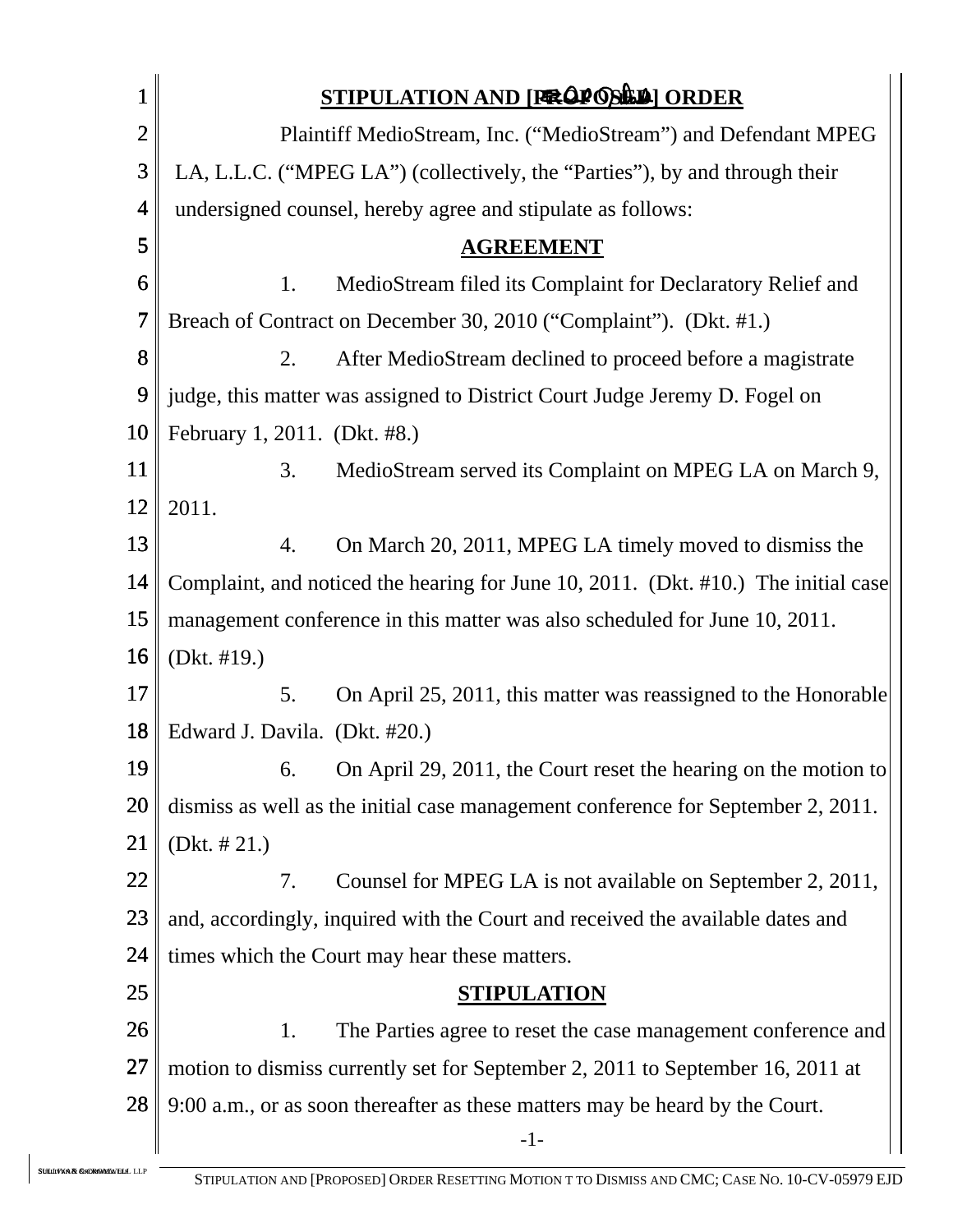## STIPULATION AND [PROPOSED] ORDER

Plaintiff MedioStream, Inc. ("MedioStream") and Defendant MPEG LA, L.L.C. ("MPEG LA") (collectively, the "Parties"), by and through their undersigned counsel, hereby agree and stipulate as follows:

## AGREEMENT

1. MedioStream filed its Complaint for Declaratory Relief and Breach of Contract on December 30, 2010 ("Complaint"). (Dkt. #1.)

2. After MedioStream declined to proceed before a magistrate judge, this matter was assigned to District Court Judge Jeremy D. Fogel on February 1, 2011. (Dkt. #8.)

3. MedioStream served its Complaint on MPEG LA on March 9, 2011.

4. On March 20, 2011, MPEG LA timely moved to dismiss the Complaint, and noticed the hearing for June 10, 2011. (Dkt. #10.) The initial case management conference in this matter was also scheduled for June 10, 2011. (Dkt. #19.)

5. On April 25, 2011, this matter was reassigned to the Honorable Edward J. Davila. (Dkt. #20.)

6. On April 29, 2011, the Court reset the hearing on the motion to dismiss as well as the initial case management conference for September 2, 2011. (Dkt. # 21.)

7. Counsel for MPEG LA is not available on September 2, 2011, and, accordingly, inquired with the Court and received the available dates and times which the Court may hear these matters.

## STIPULATION

1. The Parties agree to reset the case management conference and motion to dismiss currently set for September 2, 2011 to September 16, 2011 at 9:00 a.m., or as soon thereafter as these matters may be heard by the Court.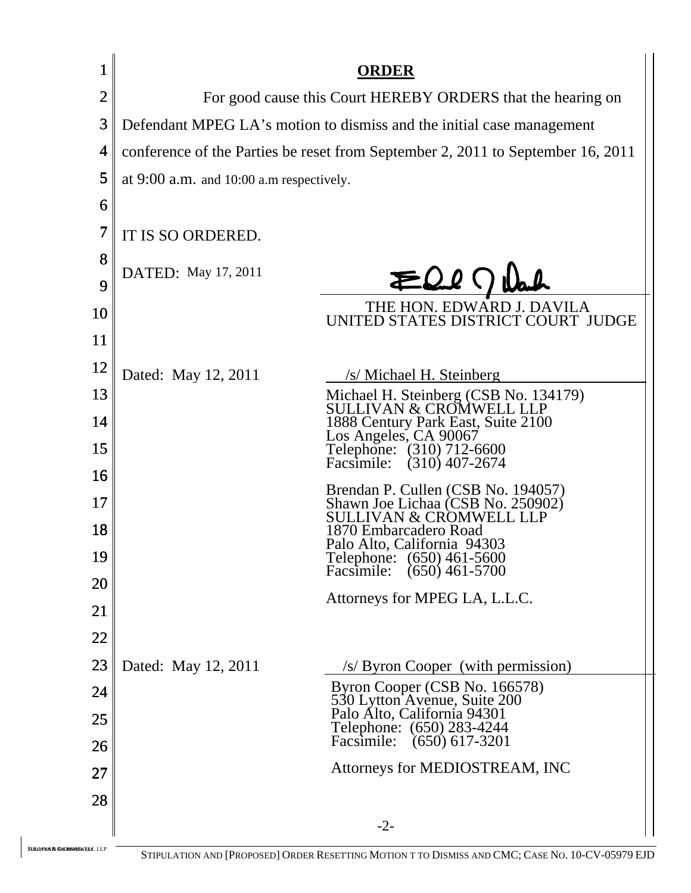## ORDER

For good cause this Court HEREBY ORDERS that the hearing on Defendant MPEG LA's motion to dismiss and the initial case management conference of the Parties be reset from September 2, 2011 to September 16, 2011 at 9:00 a.m. and 10:00 a.m respectively.

IT IS SO ORDERED.

DATED: May 17, 2011

THE HON. EDWARD J. DAVILA
UNITED STATES DISTRICT COURT JUDGE

Dated: May 12, 2011

/s/ Michael H. Steinberg

Michael H. Steinberg (CSB No. 134179)
SULLIVAN & CROMWELL LLP
1888 Century Park East, Suite 2100
Los Angeles, CA 90067
Telephone: (310) 712-6600
Facsimile: (310) 407-2674

Brendan P. Cullen (CSB No. 194057)
Shawn Joe Lichaa (CSB No. 250902)
SULLIVAN & CROMWELL LLP
1870 Embarcadero Road
Palo Alto, California 94303
Telephone: (650) 461-5600
Facsimile: (650) 461-5700

Attorneys for MPEG LA, L.L.C.

Dated: May 12, 2011

/s/ Byron Cooper (with permission)

Byron Cooper (CSB No. 166578)
530 Lytton Avenue, Suite 200
Palo Alto, California 94301
Telephone: (650) 283-4244
Facsimile: (650) 617-3201

Attorneys for MEDIOSTREAM, INC

STIPULATION AND [PROPOSED] ORDER RESETTING MOTION T TO DISMISS AND CMC; CASE NO. 10-CV-05979 EJD